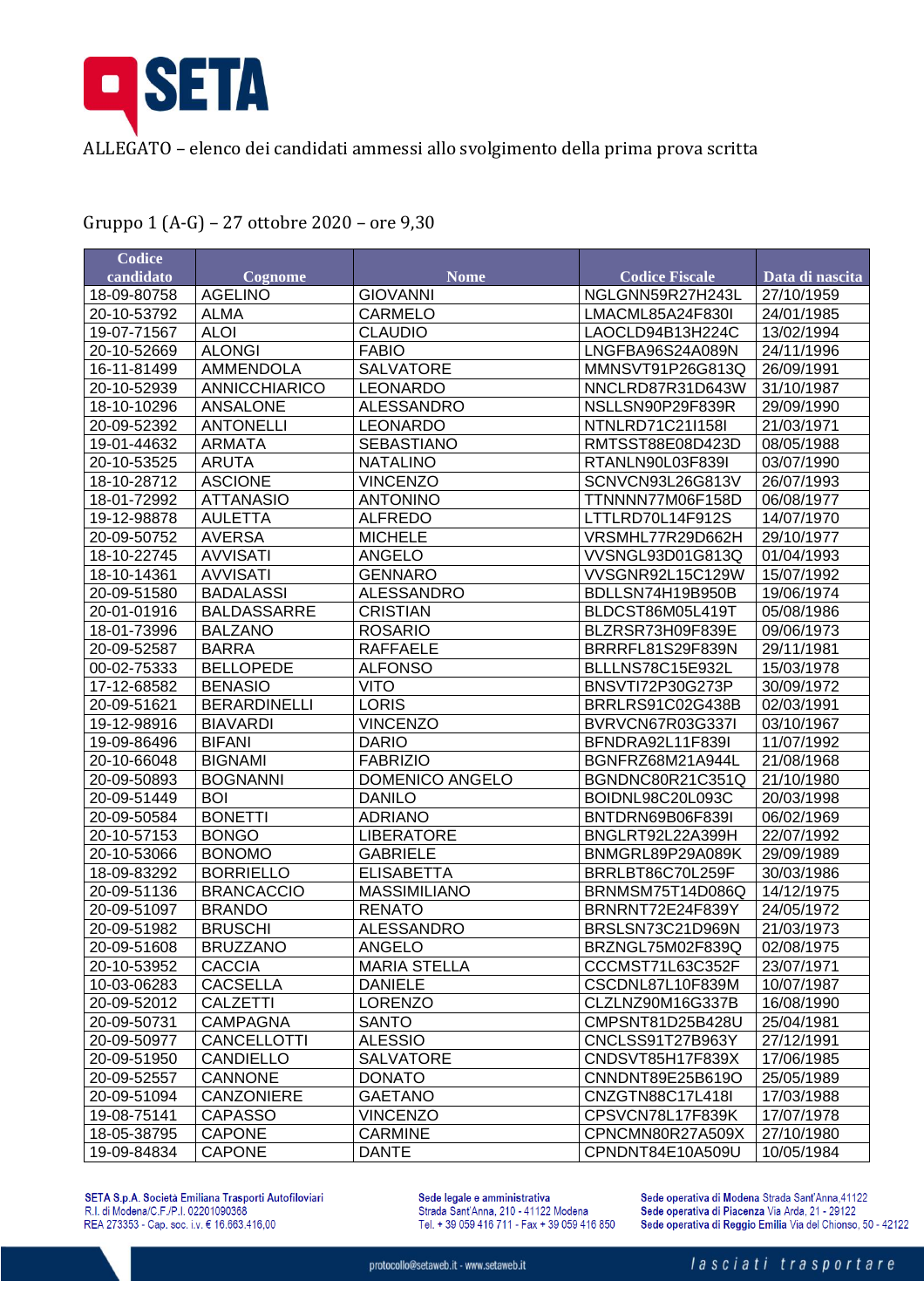ALLEGATO – elenco dei candidati ammessi allo svolgimento della prima prova scritta

Gruppo 1 (A-G) – 27 ottobre 2020 – ore 9,30

| Codice candidato | Cognome | Nome | Codice Fiscale | Data di nascita |
|---|---|---|---|---|
| 18-09-80758 | AGELINO | GIOVANNI | NGLGNN59R27H243L | 27/10/1959 |
| 20-10-53792 | ALMA | CARMELO | LMACML85A24F830I | 24/01/1985 |
| 19-07-71567 | ALOI | CLAUDIO | LAOCLD94B13H224C | 13/02/1994 |
| 20-10-52669 | ALONGI | FABIO | LNGFBA96S24A089N | 24/11/1996 |
| 16-11-81499 | AMMENDOLA | SALVATORE | MMNSVT91P26G813Q | 26/09/1991 |
| 20-10-52939 | ANNICCHIARICO | LEONARDO | NNCLRD87R31D643W | 31/10/1987 |
| 18-10-10296 | ANSALONE | ALESSANDRO | NSLLSN90P29F839R | 29/09/1990 |
| 20-09-52392 | ANTONELLI | LEONARDO | NTNLRD71C21I158I | 21/03/1971 |
| 19-01-44632 | ARMATA | SEBASTIANO | RMTSST88E08D423D | 08/05/1988 |
| 20-10-53525 | ARUTA | NATALINO | RTANLN90L03F839I | 03/07/1990 |
| 18-10-28712 | ASCIONE | VINCENZO | SCNVCN93L26G813V | 26/07/1993 |
| 18-01-72992 | ATTANASIO | ANTONINO | TTNNNN77M06F158D | 06/08/1977 |
| 19-12-98878 | AULETTA | ALFREDO | LTTLRD70L14F912S | 14/07/1970 |
| 20-09-50752 | AVERSA | MICHELE | VRSMHL77R29D662H | 29/10/1977 |
| 18-10-22745 | AVVISATI | ANGELO | VVSNGL93D01G813Q | 01/04/1993 |
| 18-10-14361 | AVVISATI | GENNARO | VVSGNR92L15C129W | 15/07/1992 |
| 20-09-51580 | BADALASSI | ALESSANDRO | BDLLSN74H19B950B | 19/06/1974 |
| 20-01-01916 | BALDASSARRE | CRISTIAN | BLDCST86M05L419T | 05/08/1986 |
| 18-01-73996 | BALZANO | ROSARIO | BLZRSR73H09F839E | 09/06/1973 |
| 20-09-52587 | BARRA | RAFFAELE | BRRRFL81S29F839N | 29/11/1981 |
| 00-02-75333 | BELLOPEDE | ALFONSO | BLLLNS78C15E932L | 15/03/1978 |
| 17-12-68582 | BENASIO | VITO | BNSVTI72P30G273P | 30/09/1972 |
| 20-09-51621 | BERARDINELLI | LORIS | BRRLRS91C02G438B | 02/03/1991 |
| 19-12-98916 | BIAVARDI | VINCENZO | BVRVCN67R03G337I | 03/10/1967 |
| 19-09-86496 | BIFANI | DARIO | BFNDRA92L11F839I | 11/07/1992 |
| 20-10-66048 | BIGNAMI | FABRIZIO | BGNFRZ68M21A944L | 21/08/1968 |
| 20-09-50893 | BOGNANNI | DOMENICO ANGELO | BGNDNC80R21C351Q | 21/10/1980 |
| 20-09-51449 | BOI | DANILO | BOIDNL98C20L093C | 20/03/1998 |
| 20-09-50584 | BONETTI | ADRIANO | BNTDRN69B06F839I | 06/02/1969 |
| 20-10-57153 | BONGO | LIBERATORE | BNGLRT92L22A399H | 22/07/1992 |
| 20-10-53066 | BONOMO | GABRIELE | BNMGRL89P29A089K | 29/09/1989 |
| 18-09-83292 | BORRIELLO | ELISABETTA | BRRLBT86C70L259F | 30/03/1986 |
| 20-09-51136 | BRANCACCIO | MASSIMILIANO | BRNMSM75T14D086Q | 14/12/1975 |
| 20-09-51097 | BRANDO | RENATO | BRNRNT72E24F839Y | 24/05/1972 |
| 20-09-51982 | BRUSCHI | ALESSANDRO | BRSLSN73C21D969N | 21/03/1973 |
| 20-09-51608 | BRUZZANO | ANGELO | BRZNGL75M02F839Q | 02/08/1975 |
| 20-10-53952 | CACCIA | MARIA STELLA | CCCMST71L63C352F | 23/07/1971 |
| 10-03-06283 | CACSELLA | DANIELE | CSCDNL87L10F839M | 10/07/1987 |
| 20-09-52012 | CALZETTI | LORENZO | CLZLNZ90M16G337B | 16/08/1990 |
| 20-09-50731 | CAMPAGNA | SANTO | CMPSNT81D25B428U | 25/04/1981 |
| 20-09-50977 | CANCELLOTTI | ALESSIO | CNCLSS91T27B963Y | 27/12/1991 |
| 20-09-51950 | CANDIELLO | SALVATORE | CNDSVT85H17F839X | 17/06/1985 |
| 20-09-52557 | CANNONE | DONATO | CNNDNT89E25B619O | 25/05/1989 |
| 20-09-51094 | CANZONIERE | GAETANO | CNZGTN88C17L418I | 17/03/1988 |
| 19-08-75141 | CAPASSO | VINCENZO | CPSVCN78L17F839K | 17/07/1978 |
| 18-05-38795 | CAPONE | CARMINE | CPNCMN80R27A509X | 27/10/1980 |
| 19-09-84834 | CAPONE | DANTE | CPNDNT84E10A509U | 10/05/1984 |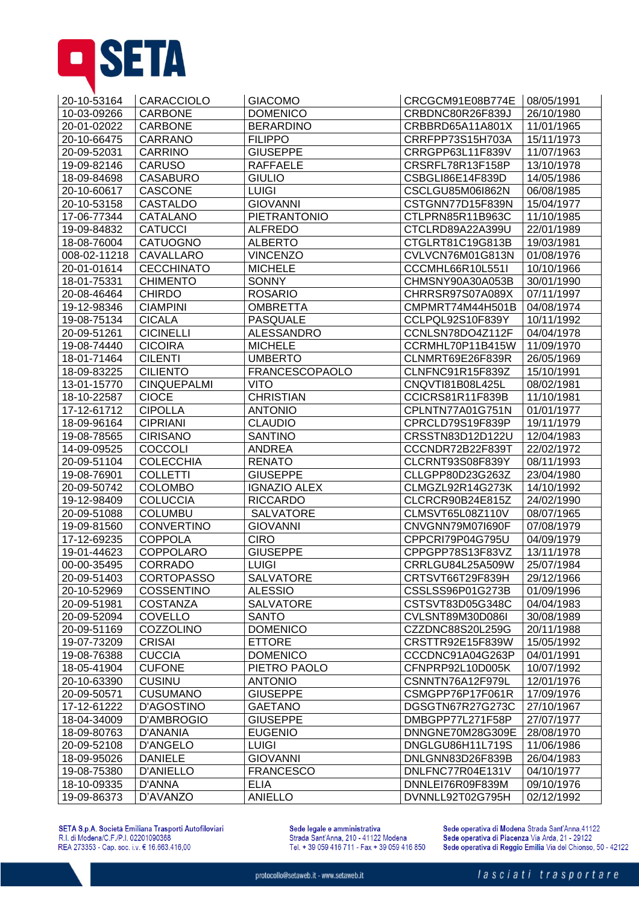| 20-10-53164 | CARACCIOLO | GIACOMO | CRCGCM91E08B774E | 08/05/1991 |
|---|---|---|---|---|
| 10-03-09266 | CARBONE | DOMENICO | CRBDNC80R26F839J | 26/10/1980 |
| 20-01-02022 | CARBONE | BERARDINO | CRBBRD65A11A801X | 11/01/1965 |
| 20-10-66475 | CARRANO | FILIPPO | CRRFPP73S15H703A | 15/11/1973 |
| 20-09-52031 | CARRINO | GIUSEPPE | CRRGPP63L11F839V | 11/07/1963 |
| 19-09-82146 | CARUSO | RAFFAELE | CRSRFL78R13F158P | 13/10/1978 |
| 18-09-84698 | CASABURO | GIULIO | CSBGLI86E14F839D | 14/05/1986 |
| 20-10-60617 | CASCONE | LUIGI | CSCLGU85M06I862N | 06/08/1985 |
| 20-10-53158 | CASTALDO | GIOVANNI | CSTGNN77D15F839N | 15/04/1977 |
| 17-06-77344 | CATALANO | PIETRANTONIO | CTLPRN85R11B963C | 11/10/1985 |
| 19-09-84832 | CATUCCI | ALFREDO | CTCLRD89A22A399U | 22/01/1989 |
| 18-08-76004 | CATUOGNO | ALBERTO | CTGLRT81C19G813B | 19/03/1981 |
| 008-02-11218 | CAVALLARO | VINCENZO | CVLVCN76M01G813N | 01/08/1976 |
| 20-01-01614 | CECCHINATO | MICHELE | CCCMHL66R10L551I | 10/10/1966 |
| 18-01-75331 | CHIMENTO | SONNY | CHMSNY90A30A053B | 30/01/1990 |
| 20-08-46464 | CHIRDO | ROSARIO | CHRRSR97S07A089X | 07/11/1997 |
| 19-12-98346 | CIAMPINI | OMBRETTA | CMPMRT74M44H501B | 04/08/1974 |
| 19-08-75134 | CICALA | PASQUALE | CCLPQL92S10F839Y | 10/11/1992 |
| 20-09-51261 | CICINELLI | ALESSANDRO | CCNLSN78DO4Z112F | 04/04/1978 |
| 19-08-74440 | CICOIRA | MICHELE | CCRMHL70P11B415W | 11/09/1970 |
| 18-01-71464 | CILENTI | UMBERTO | CLNMRT69E26F839R | 26/05/1969 |
| 18-09-83225 | CILIENTO | FRANCESCOPAOLO | CLNFNC91R15F839Z | 15/10/1991 |
| 13-01-15770 | CINQUEPALMI | VITO | CNQVTI81B08L425L | 08/02/1981 |
| 18-10-22587 | CIOCE | CHRISTIAN | CCICRS81R11F839B | 11/10/1981 |
| 17-12-61712 | CIPOLLA | ANTONIO | CPLNTN77A01G751N | 01/01/1977 |
| 18-09-96164 | CIPRIANI | CLAUDIO | CPRCLD79S19F839P | 19/11/1979 |
| 19-08-78565 | CIRISANO | SANTINO | CRSSTN83D12D122U | 12/04/1983 |
| 14-09-09525 | COCCOLI | ANDREA | CCCNDR72B22F839T | 22/02/1972 |
| 20-09-51104 | COLECCHIA | RENATO | CLCRNT93S08F839Y | 08/11/1993 |
| 19-08-76901 | COLLETTI | GIUSEPPE | CLLGPP80D23G263Z | 23/04/1980 |
| 20-09-50742 | COLOMBO | IGNAZIO ALEX | CLMGZL92R14G273K | 14/10/1992 |
| 19-12-98409 | COLUCCIA | RICCARDO | CLCRCR90B24E815Z | 24/02/1990 |
| 20-09-51088 | COLUMBU | SALVATORE | CLMSVT65L08Z110V | 08/07/1965 |
| 19-09-81560 | CONVERTINO | GIOVANNI | CNVGNN79M07I690F | 07/08/1979 |
| 17-12-69235 | COPPOLA | CIRO | CPPCRI79P04G795U | 04/09/1979 |
| 19-01-44623 | COPPOLARO | GIUSEPPE | CPPGPP78S13F83VZ | 13/11/1978 |
| 00-00-35495 | CORRADO | LUIGI | CRRLGU84L25A509W | 25/07/1984 |
| 20-09-51403 | CORTOPASSO | SALVATORE | CRTSVT66T29F839H | 29/12/1966 |
| 20-10-52969 | COSSENTINO | ALESSIO | CSSLSS96P01G273B | 01/09/1996 |
| 20-09-51981 | COSTANZA | SALVATORE | CSTSVT83D05G348C | 04/04/1983 |
| 20-09-52094 | COVELLO | SANTO | CVLSNT89M30D086I | 30/08/1989 |
| 20-09-51169 | COZZOLINO | DOMENICO | CZZDNC88S20L259G | 20/11/1988 |
| 19-07-73209 | CRISAI | ETTORE | CRSTTR92E15F839W | 15/05/1992 |
| 19-08-76388 | CUCCIA | DOMENICO | CCCDNC91A04G263P | 04/01/1991 |
| 18-05-41904 | CUFONE | PIETRO PAOLO | CFNPRP92L10D005K | 10/07/1992 |
| 20-10-63390 | CUSINU | ANTONIO | CSNNTN76A12F979L | 12/01/1976 |
| 20-09-50571 | CUSUMANO | GIUSEPPE | CSMGPP76P17F061R | 17/09/1976 |
| 17-12-61222 | D'AGOSTINO | GAETANO | DGSGTN67R27G273C | 27/10/1967 |
| 18-04-34009 | D'AMBROGIO | GIUSEPPE | DMBGPP77L271F58P | 27/07/1977 |
| 18-09-80763 | D'ANANIA | EUGENIO | DNNGNE70M28G309E | 28/08/1970 |
| 20-09-52108 | D'ANGELO | LUIGI | DNGLGU86H11L719S | 11/06/1986 |
| 18-09-95026 | DANIELE | GIOVANNI | DNLGNN83D26F839B | 26/04/1983 |
| 19-08-75380 | D'ANIELLO | FRANCESCO | DNLFNC77R04E131V | 04/10/1977 |
| 18-10-09335 | D'ANNA | ELIA | DNNLEI76R09F839M | 09/10/1976 |
| 19-09-86373 | D'AVANZO | ANIELLO | DVNNLL92T02G795H | 02/12/1992 |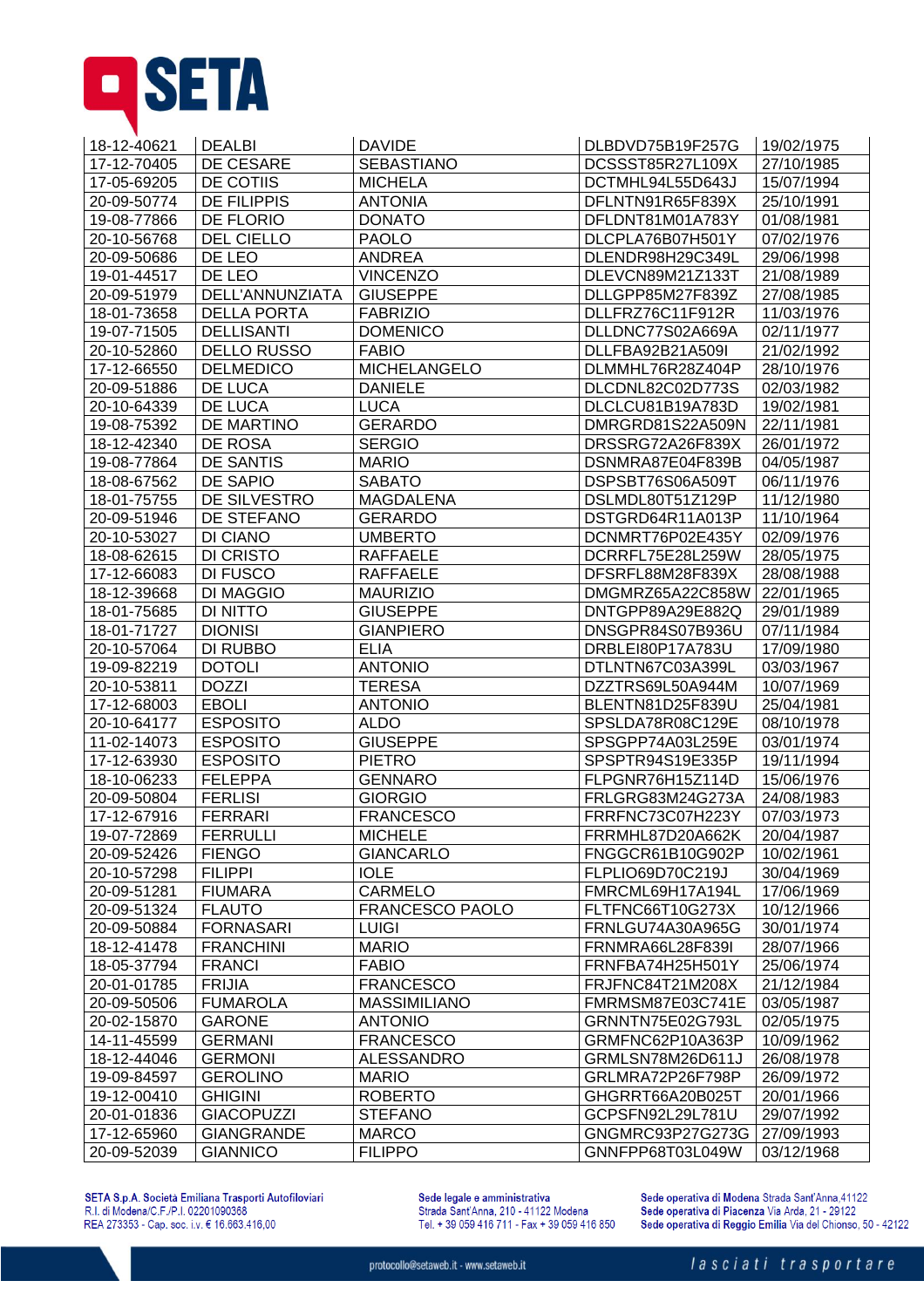| | | | | |
|---|---|---|---|---|
| 18-12-40621 | DEALBI | DAVIDE | DLBDVD75B19F257G | 19/02/1975 |
| 17-12-70405 | DE CESARE | SEBASTIANO | DCSSST85R27L109X | 27/10/1985 |
| 17-05-69205 | DE COTIIS | MICHELA | DCTMHL94L55D643J | 15/07/1994 |
| 20-09-50774 | DE FILIPPIS | ANTONIA | DFLNTN91R65F839X | 25/10/1991 |
| 19-08-77866 | DE FLORIO | DONATO | DFLDNT81M01A783Y | 01/08/1981 |
| 20-10-56768 | DEL CIELLO | PAOLO | DLCPLA76B07H501Y | 07/02/1976 |
| 20-09-50686 | DE LEO | ANDREA | DLENDR98H29C349L | 29/06/1998 |
| 19-01-44517 | DE LEO | VINCENZO | DLEVCN89M21Z133T | 21/08/1989 |
| 20-09-51979 | DELL'ANNUNZIATA | GIUSEPPE | DLLGPP85M27F839Z | 27/08/1985 |
| 18-01-73658 | DELLA PORTA | FABRIZIO | DLLFRZ76C11F912R | 11/03/1976 |
| 19-07-71505 | DELLISANTI | DOMENICO | DLLDNC77S02A669A | 02/11/1977 |
| 20-10-52860 | DELLO RUSSO | FABIO | DLLFBA92B21A509I | 21/02/1992 |
| 17-12-66550 | DELMEDICO | MICHELANGELO | DLMMHL76R28Z404P | 28/10/1976 |
| 20-09-51886 | DE LUCA | DANIELE | DLCDNL82C02D773S | 02/03/1982 |
| 20-10-64339 | DE LUCA | LUCA | DLCLCU81B19A783D | 19/02/1981 |
| 19-08-75392 | DE MARTINO | GERARDO | DMRGRD81S22A509N | 22/11/1981 |
| 18-12-42340 | DE ROSA | SERGIO | DRSSRG72A26F839X | 26/01/1972 |
| 19-08-77864 | DE SANTIS | MARIO | DSNMRA87E04F839B | 04/05/1987 |
| 18-08-67562 | DE SAPIO | SABATO | DSPSBT76S06A509T | 06/11/1976 |
| 18-01-75755 | DE SILVESTRO | MAGDALENA | DSLMDL80T51Z129P | 11/12/1980 |
| 20-09-51946 | DE STEFANO | GERARDO | DSTGRD64R11A013P | 11/10/1964 |
| 20-10-53027 | DI CIANO | UMBERTO | DCNMRT76P02E435Y | 02/09/1976 |
| 18-08-62615 | DI CRISTO | RAFFAELE | DCRRFL75E28L259W | 28/05/1975 |
| 17-12-66083 | DI FUSCO | RAFFAELE | DFSRFL88M28F839X | 28/08/1988 |
| 18-12-39668 | DI MAGGIO | MAURIZIO | DMGMRZ65A22C858W | 22/01/1965 |
| 18-01-75685 | DI NITTO | GIUSEPPE | DNTGPP89A29E882Q | 29/01/1989 |
| 18-01-71727 | DIONISI | GIANPIERO | DNSGPR84S07B936U | 07/11/1984 |
| 20-10-57064 | DI RUBBO | ELIA | DRBLEI80P17A783U | 17/09/1980 |
| 19-09-82219 | DOTOLI | ANTONIO | DTLNTN67C03A399L | 03/03/1967 |
| 20-10-53811 | DOZZI | TERESA | DZZTRS69L50A944M | 10/07/1969 |
| 17-12-68003 | EBOLI | ANTONIO | BLENTN81D25F839U | 25/04/1981 |
| 20-10-64177 | ESPOSITO | ALDO | SPSLDA78R08C129E | 08/10/1978 |
| 11-02-14073 | ESPOSITO | GIUSEPPE | SPSGPP74A03L259E | 03/01/1974 |
| 17-12-63930 | ESPOSITO | PIETRO | SPSPTR94S19E335P | 19/11/1994 |
| 18-10-06233 | FELEPPA | GENNARO | FLPGNR76H15Z114D | 15/06/1976 |
| 20-09-50804 | FERLISI | GIORGIO | FRLGRG83M24G273A | 24/08/1983 |
| 17-12-67916 | FERRARI | FRANCESCO | FRRFNC73C07H223Y | 07/03/1973 |
| 19-07-72869 | FERRULLI | MICHELE | FRRMHL87D20A662K | 20/04/1987 |
| 20-09-52426 | FIENGO | GIANCARLO | FNGGCR61B10G902P | 10/02/1961 |
| 20-10-57298 | FILIPPI | IOLE | FLPLIO69D70C219J | 30/04/1969 |
| 20-09-51281 | FIUMARA | CARMELO | FMRCML69H17A194L | 17/06/1969 |
| 20-09-51324 | FLAUTO | FRANCESCO PAOLO | FLTFNC66T10G273X | 10/12/1966 |
| 20-09-50884 | FORNASARI | LUIGI | FRNLGU74A30A965G | 30/01/1974 |
| 18-12-41478 | FRANCHINI | MARIO | FRNMRA66L28F839I | 28/07/1966 |
| 18-05-37794 | FRANCI | FABIO | FRNFBA74H25H501Y | 25/06/1974 |
| 20-01-01785 | FRIJIA | FRANCESCO | FRJFNC84T21M208X | 21/12/1984 |
| 20-09-50506 | FUMAROLA | MASSIMILIANO | FMRMSM87E03C741E | 03/05/1987 |
| 20-02-15870 | GARONE | ANTONIO | GRNNTN75E02G793L | 02/05/1975 |
| 14-11-45599 | GERMANI | FRANCESCO | GRMFNC62P10A363P | 10/09/1962 |
| 18-12-44046 | GERMONI | ALESSANDRO | GRMLSN78M26D611J | 26/08/1978 |
| 19-09-84597 | GEROLINO | MARIO | GRLMRA72P26F798P | 26/09/1972 |
| 19-12-00410 | GHIGINI | ROBERTO | GHGRRT66A20B025T | 20/01/1966 |
| 20-01-01836 | GIACOPUZZI | STEFANO | GCPSFN92L29L781U | 29/07/1992 |
| 17-12-65960 | GIANGRANDE | MARCO | GNGMRC93P27G273G | 27/09/1993 |
| 20-09-52039 | GIANNICO | FILIPPO | GNNFPP68T03L049W | 03/12/1968 |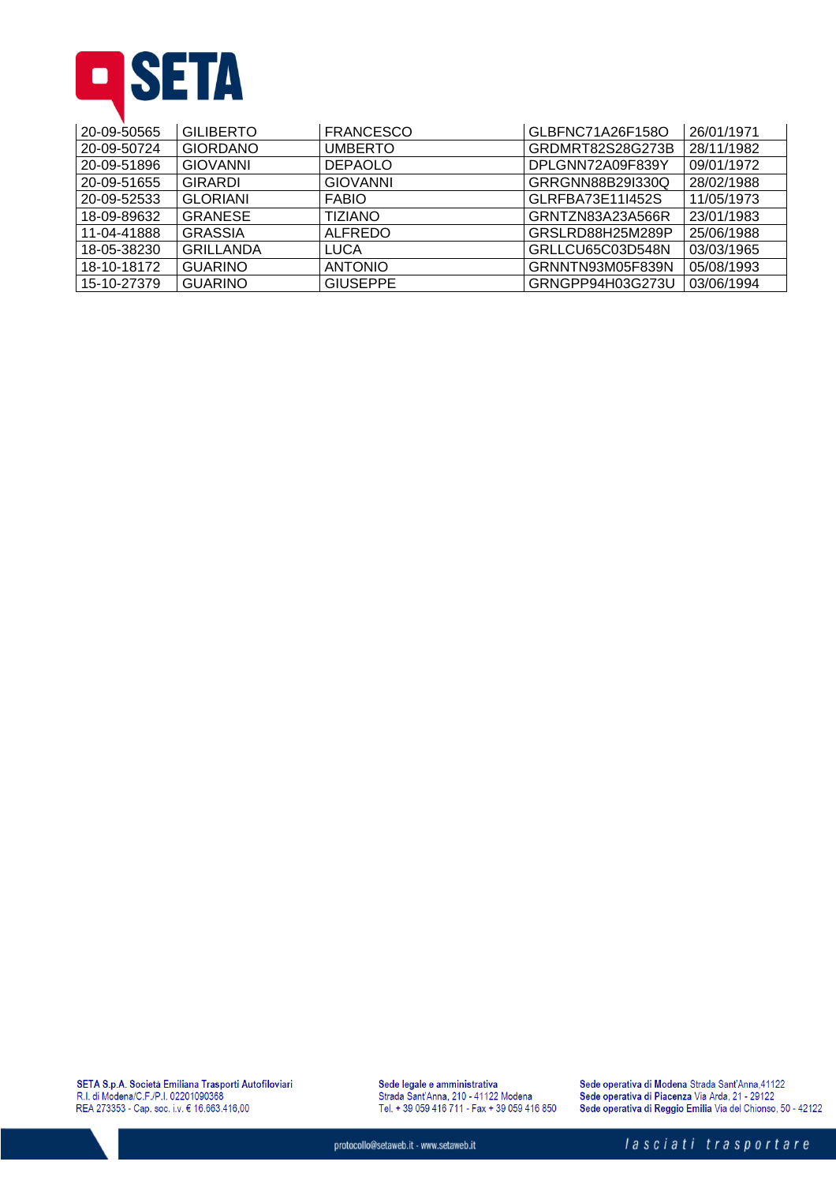| | | | | |
|---|---|---|---|---|
| 20-09-50565 | GILIBERTO | FRANCESCO | GLBFNC71A26F158O | 26/01/1971 |
| 20-09-50724 | GIORDANO | UMBERTO | GRDMRT82S28G273B | 28/11/1982 |
| 20-09-51896 | GIOVANNI | DEPAOLO | DPLGNN72A09F839Y | 09/01/1972 |
| 20-09-51655 | GIRARDI | GIOVANNI | GRRGNN88B29I330Q | 28/02/1988 |
| 20-09-52533 | GLORIANI | FABIO | GLRFBA73E11I452S | 11/05/1973 |
| 18-09-89632 | GRANESE | TIZIANO | GRNTZN83A23A566R | 23/01/1983 |
| 11-04-41888 | GRASSIA | ALFREDO | GRSLRD88H25M289P | 25/06/1988 |
| 18-05-38230 | GRILLANDA | LUCA | GRLLCU65C03D548N | 03/03/1965 |
| 18-10-18172 | GUARINO | ANTONIO | GRNNTN93M05F839N | 05/08/1993 |
| 15-10-27379 | GUARINO | GIUSEPPE | GRNGPP94H03G273U | 03/06/1994 |